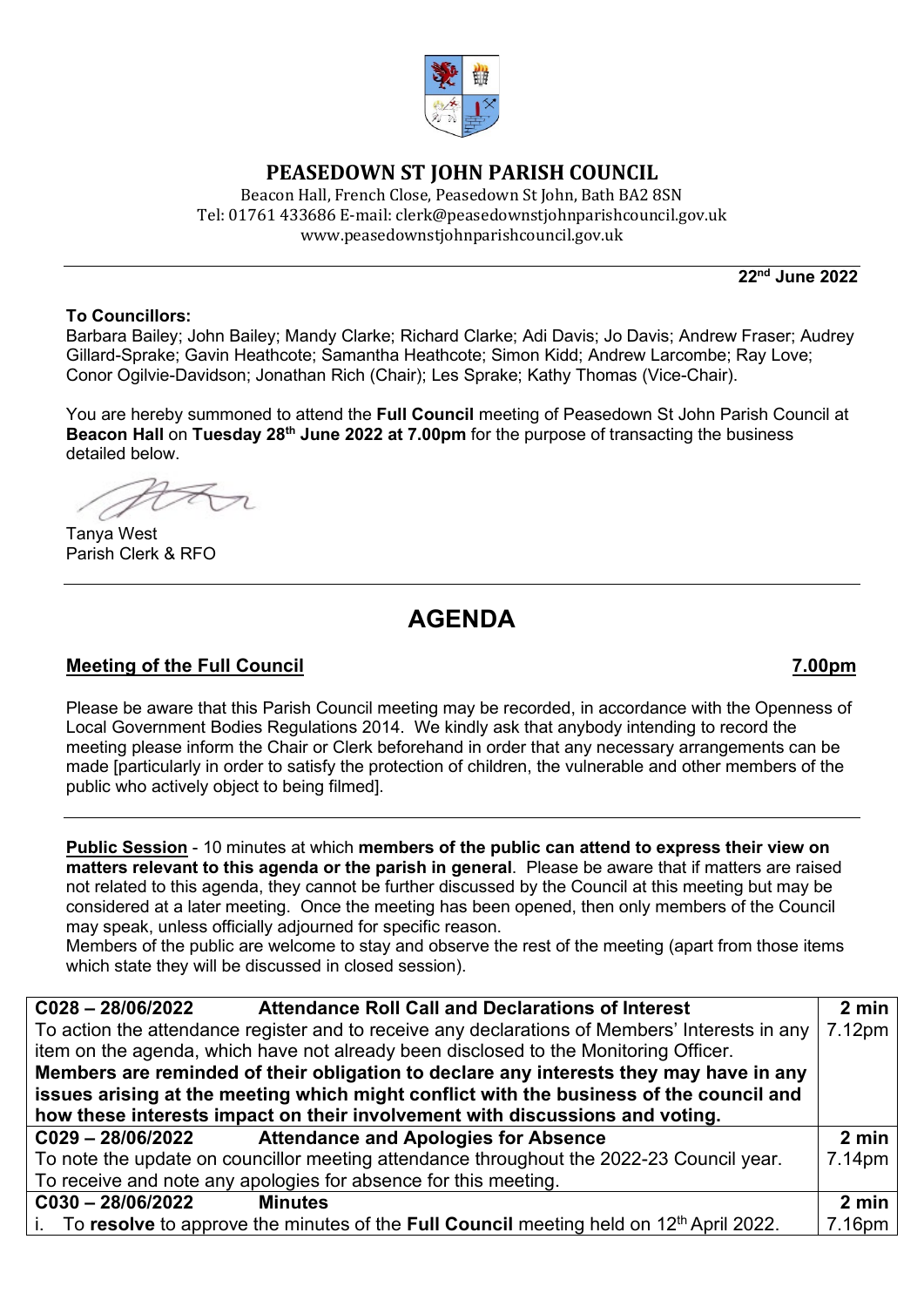# PEASEDOWN ST JOHN PARISH COUNCIL

Beacon Hall, French Close, Peasedown St John, Bath BA2 8SN
Tel: 01761 433686 E-mail: clerk@peasedownstjohnparishcouncil.gov.uk
www.peasedownstjohnparishcouncil.gov.uk

**22nd June 2022**

**To Councillors:**
Barbara Bailey; John Bailey; Mandy Clarke; Richard Clarke; Adi Davis; Jo Davis; Andrew Fraser; Audrey Gillard-Sprake; Gavin Heathcote; Samantha Heathcote; Simon Kidd; Andrew Larcombe; Ray Love; Conor Ogilvie-Davidson; Jonathan Rich (Chair); Les Sprake; Kathy Thomas (Vice-Chair).

You are hereby summoned to attend the **Full Council** meeting of Peasedown St John Parish Council at **Beacon Hall** on **Tuesday 28th June 2022 at 7.00pm** for the purpose of transacting the business detailed below.

Tanya West
Parish Clerk & RFO

# AGENDA

## Meeting of the Full Council — 7.00pm

Please be aware that this Parish Council meeting may be recorded, in accordance with the Openness of Local Government Bodies Regulations 2014. We kindly ask that anybody intending to record the meeting please inform the Chair or Clerk beforehand in order that any necessary arrangements can be made [particularly in order to satisfy the protection of children, the vulnerable and other members of the public who actively object to being filmed].

**Public Session** - 10 minutes at which **members of the public can attend to express their view on matters relevant to this agenda or the parish in general**. Please be aware that if matters are raised not related to this agenda, they cannot be further discussed by the Council at this meeting but may be considered at a later meeting. Once the meeting has been opened, then only members of the Council may speak, unless officially adjourned for specific reason.
Members of the public are welcome to stay and observe the rest of the meeting (apart from those items which state they will be discussed in closed session).

| Item | Time |
|---|---|
| **C028 – 28/06/2022 Attendance Roll Call and Declarations of Interest**<br>To action the attendance register and to receive any declarations of Members' Interests in any item on the agenda, which have not already been disclosed to the Monitoring Officer.<br>**Members are reminded of their obligation to declare any interests they may have in any issues arising at the meeting which might conflict with the business of the council and how these interests impact on their involvement with discussions and voting.** | **2 min**<br>7.12pm |
| **C029 – 28/06/2022 Attendance and Apologies for Absence**<br>To note the update on councillor meeting attendance throughout the 2022-23 Council year.<br>To receive and note any apologies for absence for this meeting. | **2 min**<br>7.14pm |
| **C030 – 28/06/2022 Minutes**<br>i. To **resolve** to approve the minutes of the **Full Council** meeting held on 12th April 2022. | **2 min**<br>7.16pm |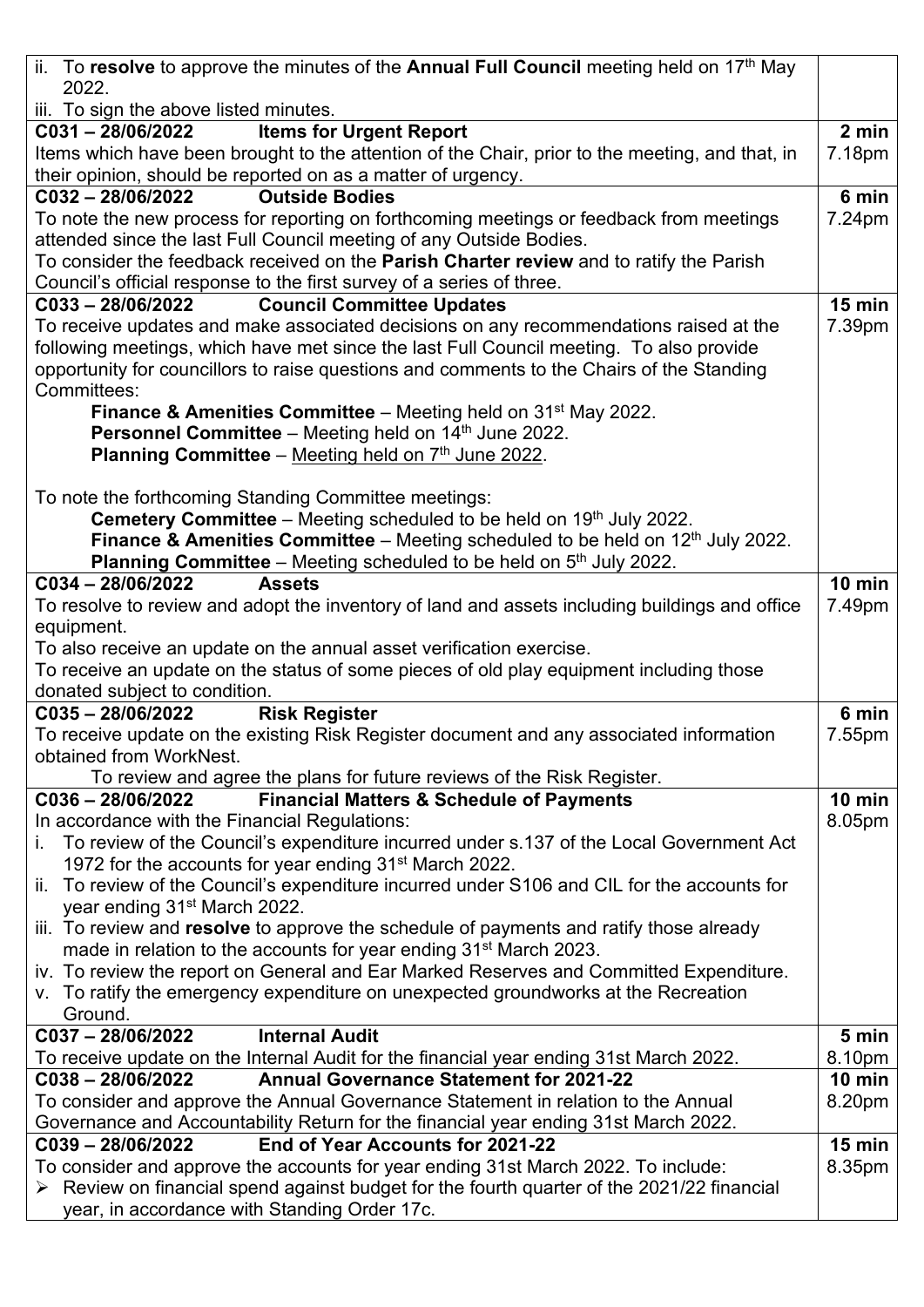| | |
|---|---|
| ii. To **resolve** to approve the minutes of the **Annual Full Council** meeting held on 17th May 2022.<br>iii. To sign the above listed minutes. | |
| **C031 – 28/06/2022 Items for Urgent Report**<br>Items which have been brought to the attention of the Chair, prior to the meeting, and that, in their opinion, should be reported on as a matter of urgency. | **2 min**<br>7.18pm |
| **C032 – 28/06/2022 Outside Bodies**<br>To note the new process for reporting on forthcoming meetings or feedback from meetings attended since the last Full Council meeting of any Outside Bodies.<br>To consider the feedback received on the **Parish Charter review** and to ratify the Parish Council's official response to the first survey of a series of three. | **6 min**<br>7.24pm |
| **C033 – 28/06/2022 Council Committee Updates**<br>To receive updates and make associated decisions on any recommendations raised at the following meetings, which have met since the last Full Council meeting. To also provide opportunity for councillors to raise questions and comments to the Chairs of the Standing Committees:<br>**Finance & Amenities Committee** – Meeting held on 31st May 2022.<br>**Personnel Committee** – Meeting held on 14th June 2022.<br>**Planning Committee** – Meeting held on 7th June 2022.<br><br>To note the forthcoming Standing Committee meetings:<br>**Cemetery Committee** – Meeting scheduled to be held on 19th July 2022.<br>**Finance & Amenities Committee** – Meeting scheduled to be held on 12th July 2022.<br>**Planning Committee** – Meeting scheduled to be held on 5th July 2022. | **15 min**<br>7.39pm |
| **C034 – 28/06/2022 Assets**<br>To resolve to review and adopt the inventory of land and assets including buildings and office equipment.<br>To also receive an update on the annual asset verification exercise.<br>To receive an update on the status of some pieces of old play equipment including those donated subject to condition. | **10 min**<br>7.49pm |
| **C035 – 28/06/2022 Risk Register**<br>To receive update on the existing Risk Register document and any associated information obtained from WorkNest.<br>To review and agree the plans for future reviews of the Risk Register. | **6 min**<br>7.55pm |
| **C036 – 28/06/2022 Financial Matters & Schedule of Payments**<br>In accordance with the Financial Regulations:<br>i. To review of the Council's expenditure incurred under s.137 of the Local Government Act 1972 for the accounts for year ending 31st March 2022.<br>ii. To review of the Council's expenditure incurred under S106 and CIL for the accounts for year ending 31st March 2022.<br>iii. To review and **resolve** to approve the schedule of payments and ratify those already made in relation to the accounts for year ending 31st March 2023.<br>iv. To review the report on General and Ear Marked Reserves and Committed Expenditure.<br>v. To ratify the emergency expenditure on unexpected groundworks at the Recreation Ground. | **10 min**<br>8.05pm |
| **C037 – 28/06/2022 Internal Audit**<br>To receive update on the Internal Audit for the financial year ending 31st March 2022. | **5 min**<br>8.10pm |
| **C038 – 28/06/2022 Annual Governance Statement for 2021-22**<br>To consider and approve the Annual Governance Statement in relation to the Annual Governance and Accountability Return for the financial year ending 31st March 2022. | **10 min**<br>8.20pm |
| **C039 – 28/06/2022 End of Year Accounts for 2021-22**<br>To consider and approve the accounts for year ending 31st March 2022. To include:<br>➢ Review on financial spend against budget for the fourth quarter of the 2021/22 financial year, in accordance with Standing Order 17c. | **15 min**<br>8.35pm |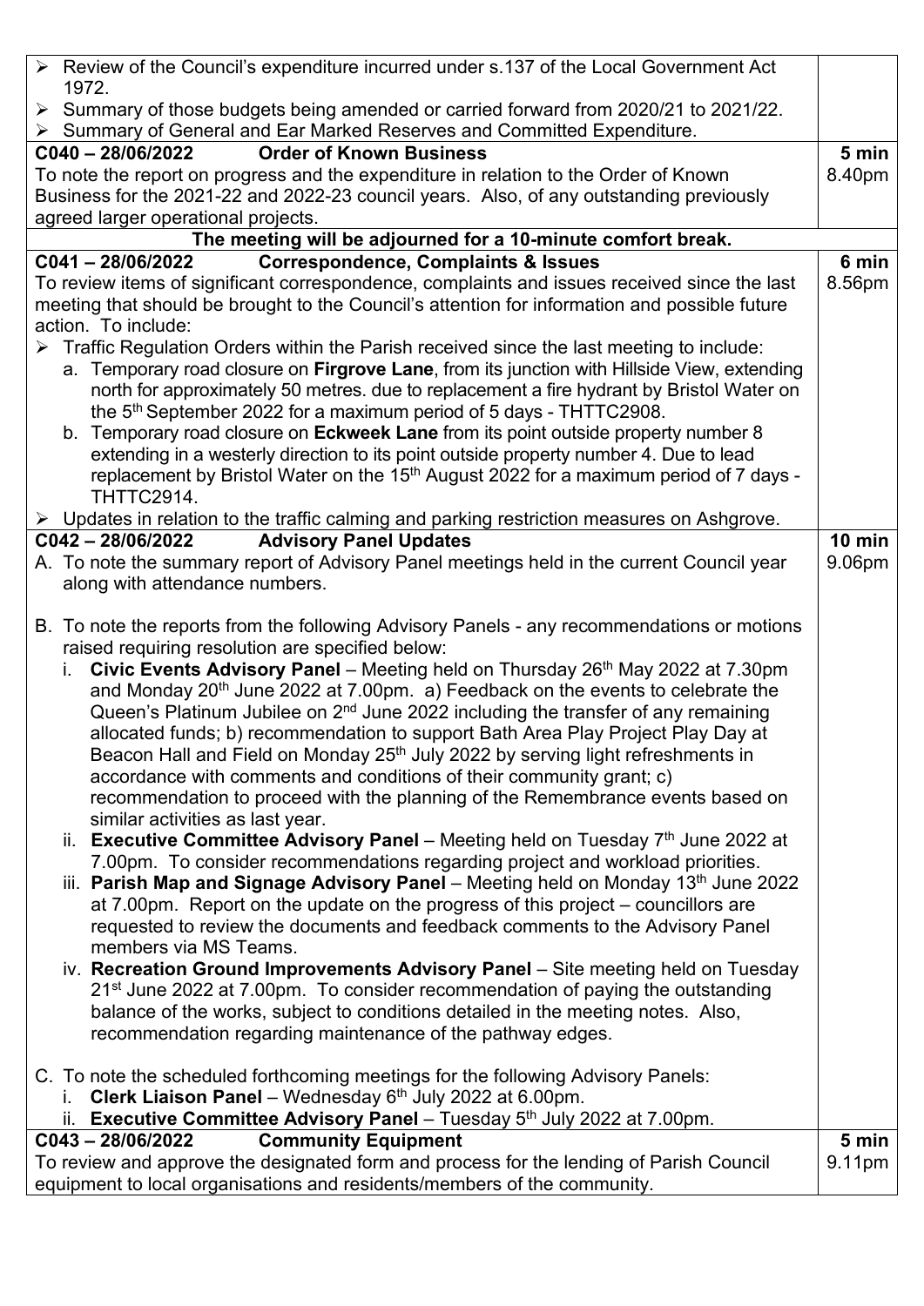| | |
|---|---|
| ➢ Review of the Council's expenditure incurred under s.137 of the Local Government Act 1972.<br>➢ Summary of those budgets being amended or carried forward from 2020/21 to 2021/22.<br>➢ Summary of General and Ear Marked Reserves and Committed Expenditure. | |
| **C040 – 28/06/2022 Order of Known Business**<br>To note the report on progress and the expenditure in relation to the Order of Known Business for the 2021-22 and 2022-23 council years. Also, of any outstanding previously agreed larger operational projects. | **5 min**<br>8.40pm |
| **The meeting will be adjourned for a 10-minute comfort break.** | |
| **C041 – 28/06/2022 Correspondence, Complaints & Issues**<br>To review items of significant correspondence, complaints and issues received since the last meeting that should be brought to the Council's attention for information and possible future action. To include:<br>➢ Traffic Regulation Orders within the Parish received since the last meeting to include:<br>a. Temporary road closure on **Firgrove Lane**, from its junction with Hillside View, extending north for approximately 50 metres. due to replacement a fire hydrant by Bristol Water on the 5th September 2022 for a maximum period of 5 days - THTTC2908.<br>b. Temporary road closure on **Eckweek Lane** from its point outside property number 8 extending in a westerly direction to its point outside property number 4. Due to lead replacement by Bristol Water on the 15th August 2022 for a maximum period of 7 days - THTTC2914.<br>➢ Updates in relation to the traffic calming and parking restriction measures on Ashgrove. | **6 min**<br>8.56pm |
| **C042 – 28/06/2022 Advisory Panel Updates**<br>A. To note the summary report of Advisory Panel meetings held in the current Council year along with attendance numbers.<br><br>B. To note the reports from the following Advisory Panels - any recommendations or motions raised requiring resolution are specified below:<br>i. **Civic Events Advisory Panel** – Meeting held on Thursday 26th May 2022 at 7.30pm and Monday 20th June 2022 at 7.00pm. a) Feedback on the events to celebrate the Queen's Platinum Jubilee on 2nd June 2022 including the transfer of any remaining allocated funds; b) recommendation to support Bath Area Play Project Play Day at Beacon Hall and Field on Monday 25th July 2022 by serving light refreshments in accordance with comments and conditions of their community grant; c) recommendation to proceed with the planning of the Remembrance events based on similar activities as last year.<br>ii. **Executive Committee Advisory Panel** – Meeting held on Tuesday 7th June 2022 at 7.00pm. To consider recommendations regarding project and workload priorities.<br>iii. **Parish Map and Signage Advisory Panel** – Meeting held on Monday 13th June 2022 at 7.00pm. Report on the update on the progress of this project – councillors are requested to review the documents and feedback comments to the Advisory Panel members via MS Teams.<br>iv. **Recreation Ground Improvements Advisory Panel** – Site meeting held on Tuesday 21st June 2022 at 7.00pm. To consider recommendation of paying the outstanding balance of the works, subject to conditions detailed in the meeting notes. Also, recommendation regarding maintenance of the pathway edges.<br><br>C. To note the scheduled forthcoming meetings for the following Advisory Panels:<br>i. **Clerk Liaison Panel** – Wednesday 6th July 2022 at 6.00pm.<br>ii. **Executive Committee Advisory Panel** – Tuesday 5th July 2022 at 7.00pm. | **10 min**<br>9.06pm |
| **C043 – 28/06/2022 Community Equipment**<br>To review and approve the designated form and process for the lending of Parish Council equipment to local organisations and residents/members of the community. | **5 min**<br>9.11pm |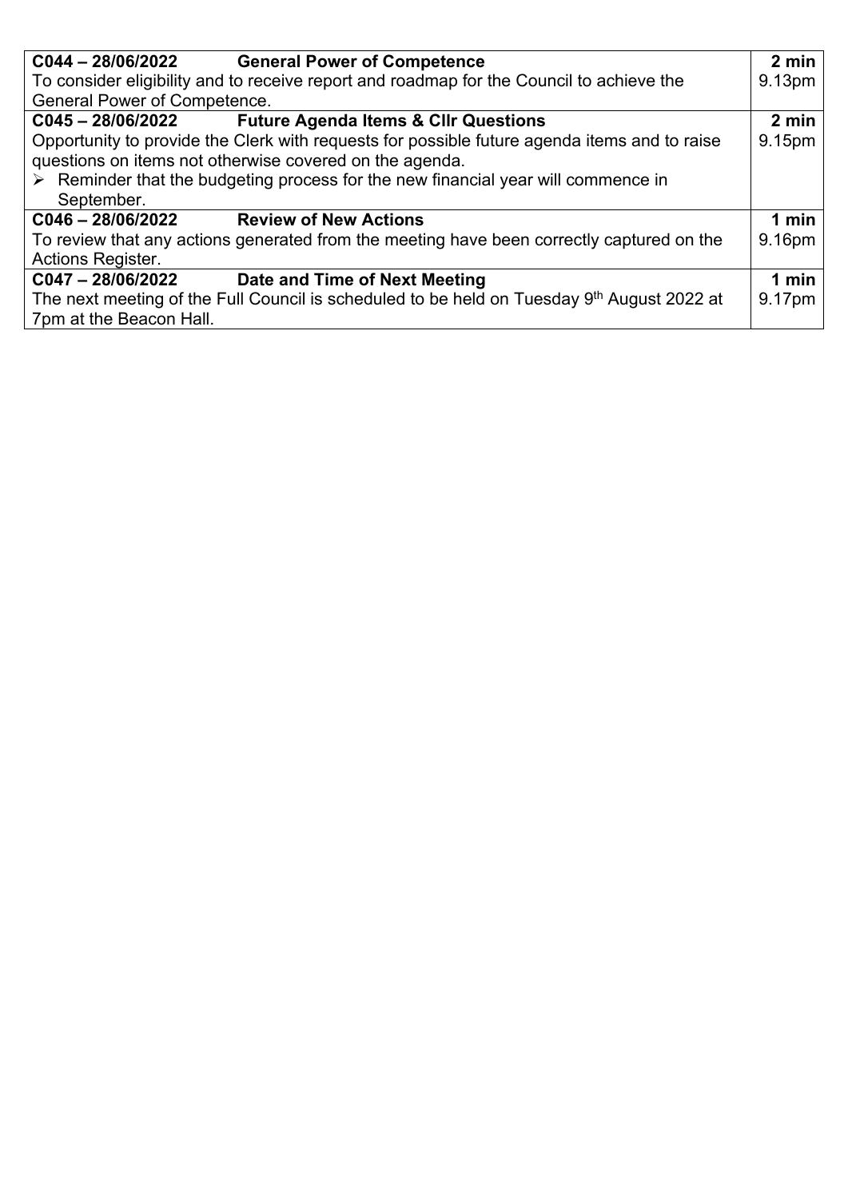| | |
|---|---|
| **C044 – 28/06/2022 General Power of Competence**<br>To consider eligibility and to receive report and roadmap for the Council to achieve the General Power of Competence. | **2 min**<br>9.13pm |
| **C045 – 28/06/2022 Future Agenda Items & Cllr Questions**<br>Opportunity to provide the Clerk with requests for possible future agenda items and to raise questions on items not otherwise covered on the agenda.<br>➢ Reminder that the budgeting process for the new financial year will commence in September. | **2 min**<br>9.15pm |
| **C046 – 28/06/2022 Review of New Actions**<br>To review that any actions generated from the meeting have been correctly captured on the Actions Register. | **1 min**<br>9.16pm |
| **C047 – 28/06/2022 Date and Time of Next Meeting**<br>The next meeting of the Full Council is scheduled to be held on Tuesday 9th August 2022 at 7pm at the Beacon Hall. | **1 min**<br>9.17pm |